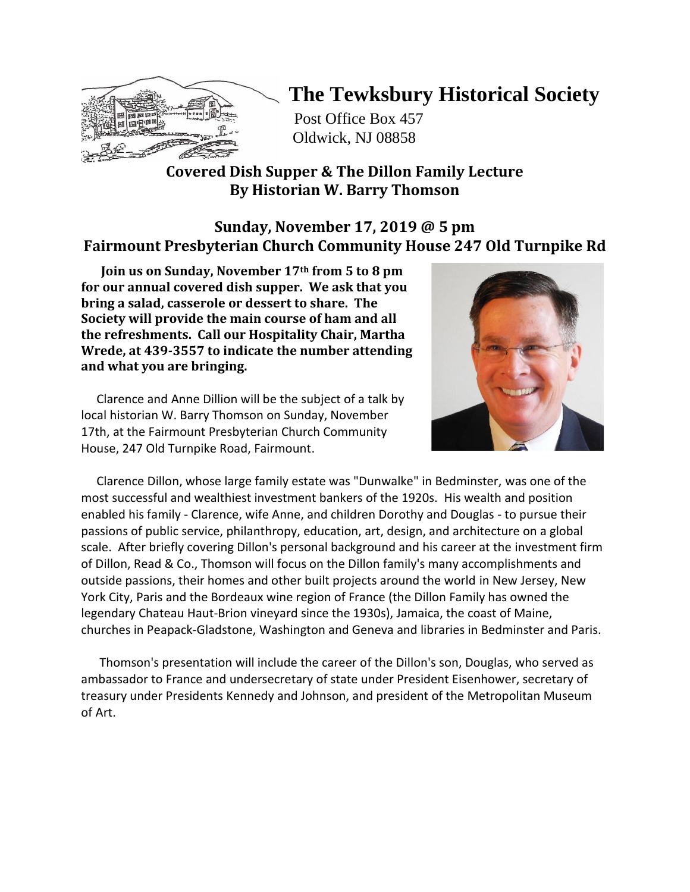# The Tewksbury Historical Society

Post Office Box 457
Oldwick, NJ 08858

## Covered Dish Supper & The Dillon Family Lecture
## By Historian W. Barry Thomson

### Sunday, November 17, 2019 @ 5 pm
### Fairmount Presbyterian Church Community House 247 Old Turnpike Rd

**Join us on Sunday, November 17th from 5 to 8 pm for our annual covered dish supper. We ask that you bring a salad, casserole or dessert to share. The Society will provide the main course of ham and all the refreshments. Call our Hospitality Chair, Martha Wrede, at 439-3557 to indicate the number attending and what you are bringing.**

Clarence and Anne Dillion will be the subject of a talk by local historian W. Barry Thomson on Sunday, November 17th, at the Fairmount Presbyterian Church Community House, 247 Old Turnpike Road, Fairmount.

Clarence Dillon, whose large family estate was "Dunwalke" in Bedminster, was one of the most successful and wealthiest investment bankers of the 1920s. His wealth and position enabled his family - Clarence, wife Anne, and children Dorothy and Douglas - to pursue their passions of public service, philanthropy, education, art, design, and architecture on a global scale. After briefly covering Dillon's personal background and his career at the investment firm of Dillon, Read & Co., Thomson will focus on the Dillon family's many accomplishments and outside passions, their homes and other built projects around the world in New Jersey, New York City, Paris and the Bordeaux wine region of France (the Dillon Family has owned the legendary Chateau Haut-Brion vineyard since the 1930s), Jamaica, the coast of Maine, churches in Peapack-Gladstone, Washington and Geneva and libraries in Bedminster and Paris.

Thomson's presentation will include the career of the Dillon's son, Douglas, who served as ambassador to France and undersecretary of state under President Eisenhower, secretary of treasury under Presidents Kennedy and Johnson, and president of the Metropolitan Museum of Art.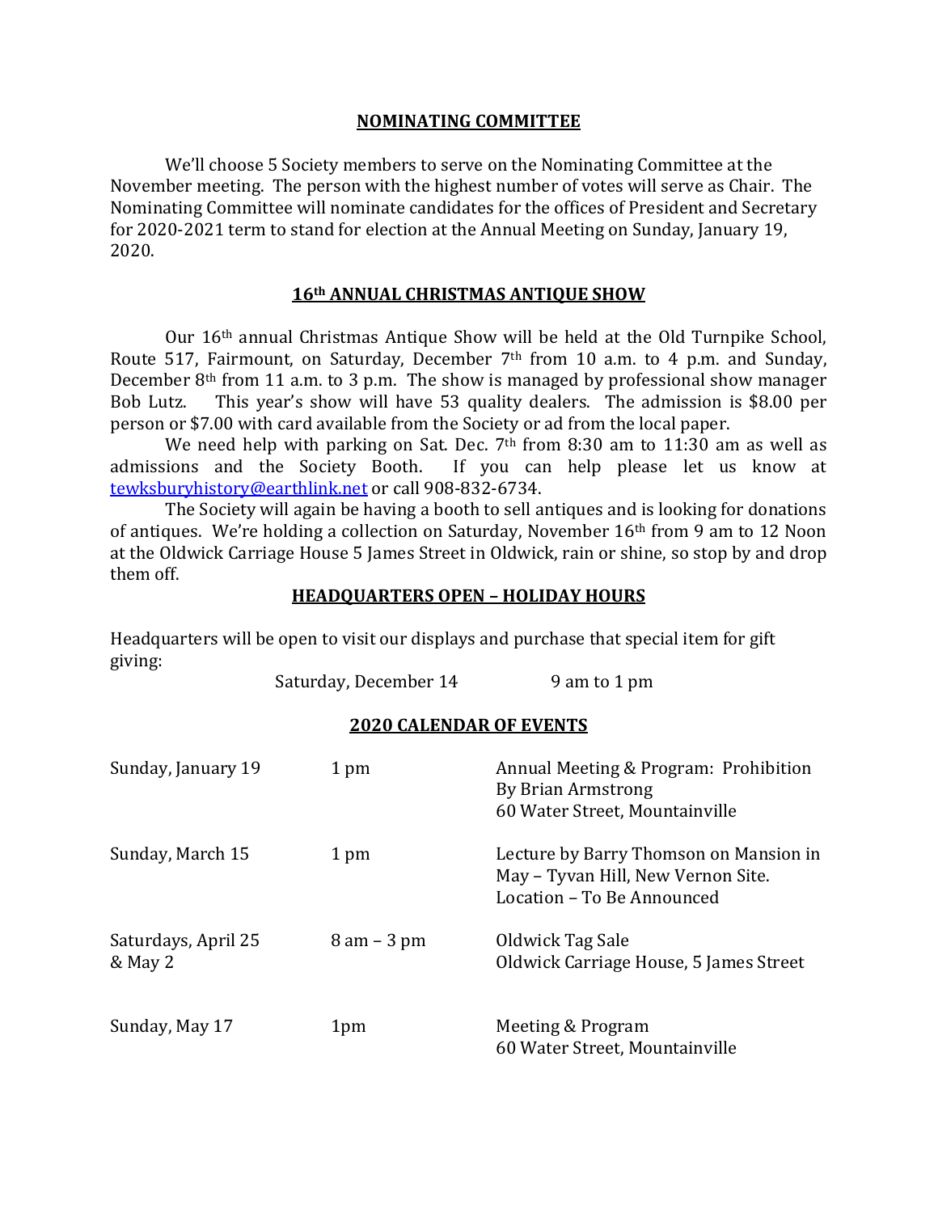## NOMINATING COMMITTEE

We'll choose 5 Society members to serve on the Nominating Committee at the November meeting. The person with the highest number of votes will serve as Chair. The Nominating Committee will nominate candidates for the offices of President and Secretary for 2020-2021 term to stand for election at the Annual Meeting on Sunday, January 19, 2020.

## 16th ANNUAL CHRISTMAS ANTIQUE SHOW

Our 16th annual Christmas Antique Show will be held at the Old Turnpike School, Route 517, Fairmount, on Saturday, December 7th from 10 a.m. to 4 p.m. and Sunday, December 8th from 11 a.m. to 3 p.m. The show is managed by professional show manager Bob Lutz. This year's show will have 53 quality dealers. The admission is $8.00 per person or $7.00 with card available from the Society or ad from the local paper.

We need help with parking on Sat. Dec. 7th from 8:30 am to 11:30 am as well as admissions and the Society Booth. If you can help please let us know at tewksburyhistory@earthlink.net or call 908-832-6734.

The Society will again be having a booth to sell antiques and is looking for donations of antiques. We're holding a collection on Saturday, November 16th from 9 am to 12 Noon at the Oldwick Carriage House 5 James Street in Oldwick, rain or shine, so stop by and drop them off.

## HEADQUARTERS OPEN – HOLIDAY HOURS

Headquarters will be open to visit our displays and purchase that special item for gift giving:

Saturday, December 14 — 9 am to 1 pm

## 2020 CALENDAR OF EVENTS

| | | |
|---|---|---|
| Sunday, January 19 | 1 pm | Annual Meeting & Program: Prohibition By Brian Armstrong<br>60 Water Street, Mountainville |
| Sunday, March 15 | 1 pm | Lecture by Barry Thomson on Mansion in May – Tyvan Hill, New Vernon Site.<br>Location – To Be Announced |
| Saturdays, April 25 & May 2 | 8 am – 3 pm | Oldwick Tag Sale<br>Oldwick Carriage House, 5 James Street |
| Sunday, May 17 | 1pm | Meeting & Program<br>60 Water Street, Mountainville |